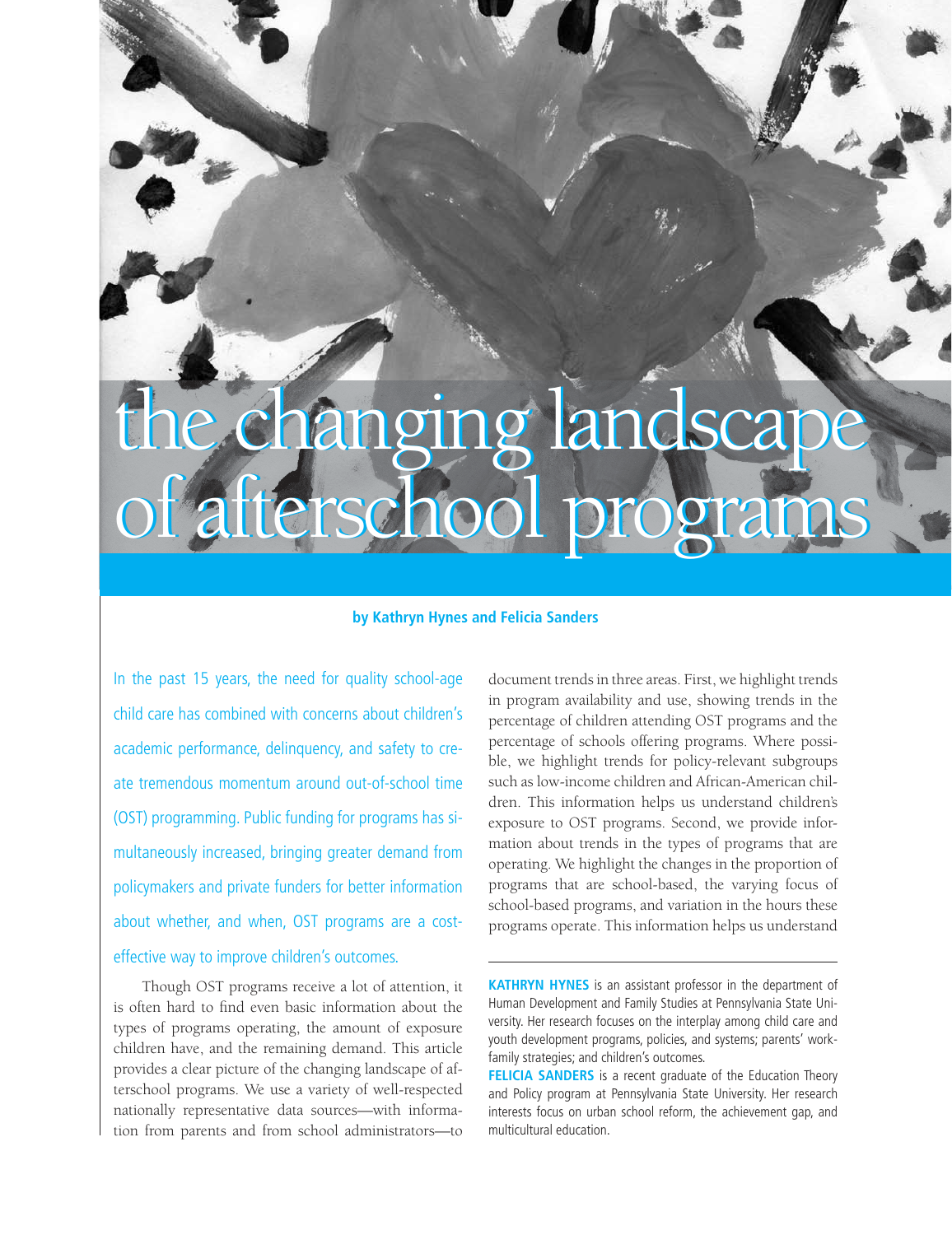# the changing landscape of afterschool programs

**by Kathryn Hynes and Felicia Sanders**

In the past 15 years, the need for quality school-age child care has combined with concerns about children's academic performance, delinquency, and safety to create tremendous momentum around out-of-school time (OST) programming. Public funding for programs has simultaneously increased, bringing greater demand from policymakers and private funders for better information about whether, and when, OST programs are a cost-effective way to improve children's outcomes.

Though OST programs receive a lot of attention, it is often hard to find even basic information about the types of programs operating, the amount of exposure children have, and the remaining demand. This article provides a clear picture of the changing landscape of afterschool programs. We use a variety of well-respected nationally representative data sources—with information from parents and from school administrators—to document trends in three areas. First, we highlight trends in program availability and use, showing trends in the percentage of children attending OST programs and the percentage of schools offering programs. Where possible, we highlight trends for policy-relevant subgroups such as low-income children and African-American children. This information helps us understand children's exposure to OST programs. Second, we provide information about trends in the types of programs that are operating. We highlight the changes in the proportion of programs that are school-based, the varying focus of school-based programs, and variation in the hours these programs operate. This information helps us understand

**KATHRYN HYNES** is an assistant professor in the department of Human Development and Family Studies at Pennsylvania State University. Her research focuses on the interplay among child care and youth development programs, policies, and systems; parents' work-family strategies; and children's outcomes.

**FELICIA SANDERS** is a recent graduate of the Education Theory and Policy program at Pennsylvania State University. Her research interests focus on urban school reform, the achievement gap, and multicultural education.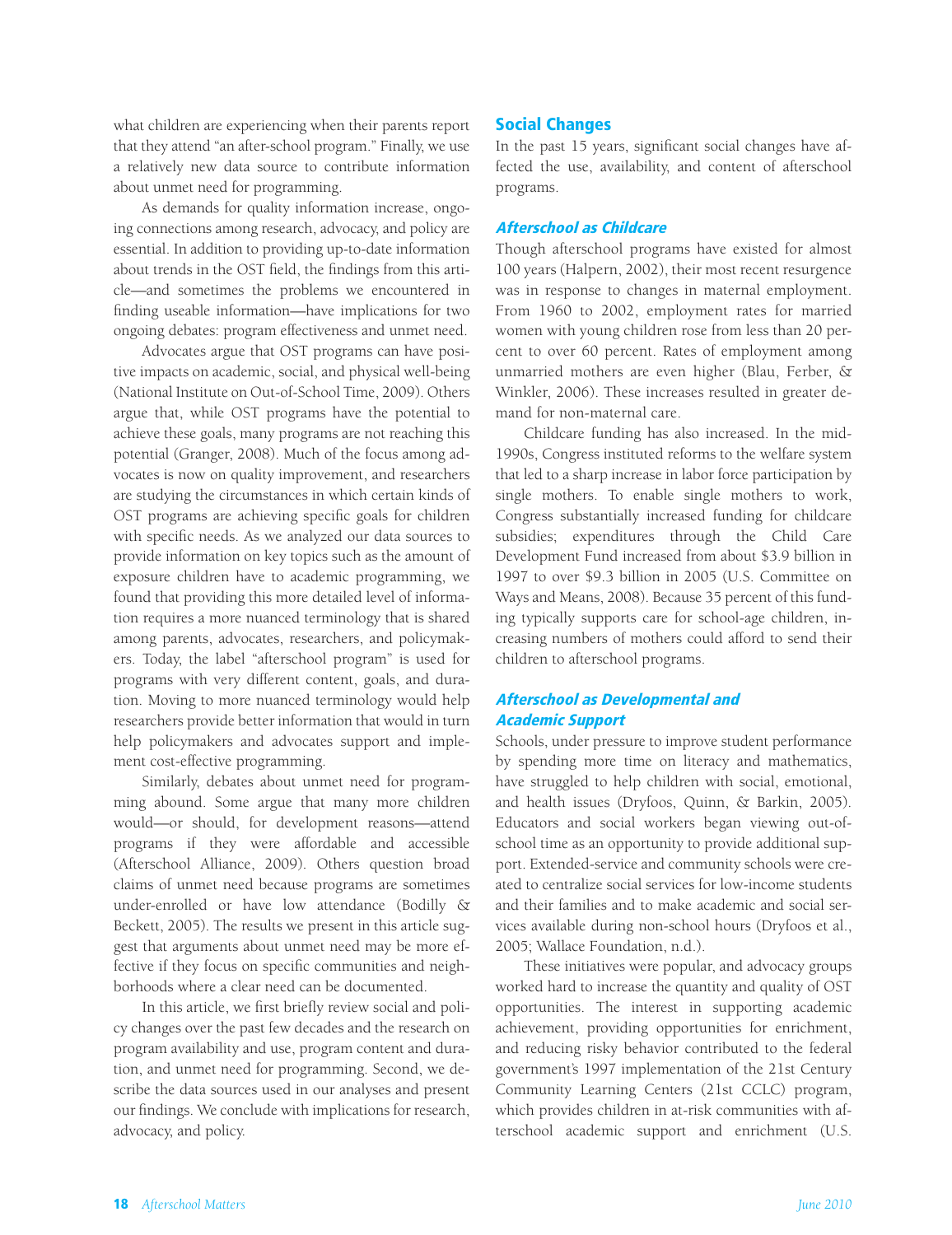what children are experiencing when their parents report that they attend "an after-school program." Finally, we use a relatively new data source to contribute information about unmet need for programming.

As demands for quality information increase, ongoing connections among research, advocacy, and policy are essential. In addition to providing up-to-date information about trends in the OST field, the findings from this article—and sometimes the problems we encountered in finding useable information—have implications for two ongoing debates: program effectiveness and unmet need.

Advocates argue that OST programs can have positive impacts on academic, social, and physical well-being (National Institute on Out-of-School Time, 2009). Others argue that, while OST programs have the potential to achieve these goals, many programs are not reaching this potential (Granger, 2008). Much of the focus among advocates is now on quality improvement, and researchers are studying the circumstances in which certain kinds of OST programs are achieving specific goals for children with specific needs. As we analyzed our data sources to provide information on key topics such as the amount of exposure children have to academic programming, we found that providing this more detailed level of information requires a more nuanced terminology that is shared among parents, advocates, researchers, and policymakers. Today, the label "afterschool program" is used for programs with very different content, goals, and duration. Moving to more nuanced terminology would help researchers provide better information that would in turn help policymakers and advocates support and implement cost-effective programming.

Similarly, debates about unmet need for programming abound. Some argue that many more children would—or should, for development reasons—attend programs if they were affordable and accessible (Afterschool Alliance, 2009). Others question broad claims of unmet need because programs are sometimes under-enrolled or have low attendance (Bodilly & Beckett, 2005). The results we present in this article suggest that arguments about unmet need may be more effective if they focus on specific communities and neighborhoods where a clear need can be documented.

In this article, we first briefly review social and policy changes over the past few decades and the research on program availability and use, program content and duration, and unmet need for programming. Second, we describe the data sources used in our analyses and present our findings. We conclude with implications for research, advocacy, and policy.

## Social Changes

In the past 15 years, significant social changes have affected the use, availability, and content of afterschool programs.

### *Afterschool as Childcare*

Though afterschool programs have existed for almost 100 years (Halpern, 2002), their most recent resurgence was in response to changes in maternal employment. From 1960 to 2002, employment rates for married women with young children rose from less than 20 percent to over 60 percent. Rates of employment among unmarried mothers are even higher (Blau, Ferber, & Winkler, 2006). These increases resulted in greater demand for non-maternal care.

Childcare funding has also increased. In the mid-1990s, Congress instituted reforms to the welfare system that led to a sharp increase in labor force participation by single mothers. To enable single mothers to work, Congress substantially increased funding for childcare subsidies; expenditures through the Child Care Development Fund increased from about $3.9 billion in 1997 to over $9.3 billion in 2005 (U.S. Committee on Ways and Means, 2008). Because 35 percent of this funding typically supports care for school-age children, increasing numbers of mothers could afford to send their children to afterschool programs.

### *Afterschool as Developmental and Academic Support*

Schools, under pressure to improve student performance by spending more time on literacy and mathematics, have struggled to help children with social, emotional, and health issues (Dryfoos, Quinn, & Barkin, 2005). Educators and social workers began viewing out-of-school time as an opportunity to provide additional support. Extended-service and community schools were created to centralize social services for low-income students and their families and to make academic and social services available during non-school hours (Dryfoos et al., 2005; Wallace Foundation, n.d.).

These initiatives were popular, and advocacy groups worked hard to increase the quantity and quality of OST opportunities. The interest in supporting academic achievement, providing opportunities for enrichment, and reducing risky behavior contributed to the federal government's 1997 implementation of the 21st Century Community Learning Centers (21st CCLC) program, which provides children in at-risk communities with afterschool academic support and enrichment (U.S.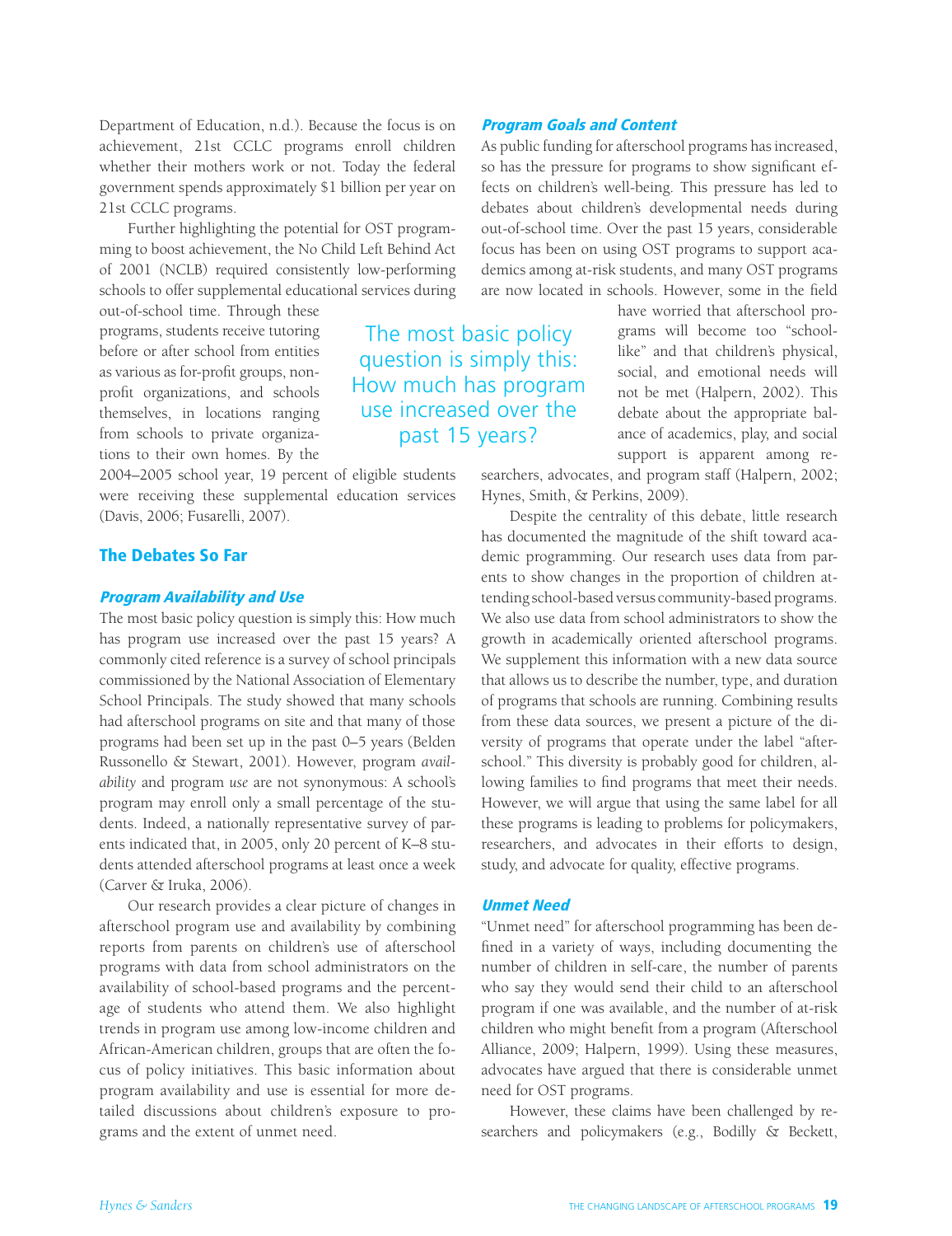Department of Education, n.d.). Because the focus is on achievement, 21st CCLC programs enroll children whether their mothers work or not. Today the federal government spends approximately $1 billion per year on 21st CCLC programs.

Further highlighting the potential for OST programming to boost achievement, the No Child Left Behind Act of 2001 (NCLB) required consistently low-performing schools to offer supplemental educational services during out-of-school time. Through these programs, students receive tutoring before or after school from entities as various as for-profit groups, nonprofit organizations, and schools themselves, in locations ranging from schools to private organizations to their own homes. By the 2004–2005 school year, 19 percent of eligible students were receiving these supplemental education services (Davis, 2006; Fusarelli, 2007).

> The most basic policy question is simply this: How much has program use increased over the past 15 years?

## The Debates So Far

### *Program Availability and Use*

The most basic policy question is simply this: How much has program use increased over the past 15 years? A commonly cited reference is a survey of school principals commissioned by the National Association of Elementary School Principals. The study showed that many schools had afterschool programs on site and that many of those programs had been set up in the past 0–5 years (Belden Russonello & Stewart, 2001). However, program *availability* and program *use* are not synonymous: A school's program may enroll only a small percentage of the students. Indeed, a nationally representative survey of parents indicated that, in 2005, only 20 percent of K–8 students attended afterschool programs at least once a week (Carver & Iruka, 2006).

Our research provides a clear picture of changes in afterschool program use and availability by combining reports from parents on children's use of afterschool programs with data from school administrators on the availability of school-based programs and the percentage of students who attend them. We also highlight trends in program use among low-income children and African-American children, groups that are often the focus of policy initiatives. This basic information about program availability and use is essential for more detailed discussions about children's exposure to programs and the extent of unmet need.

### *Program Goals and Content*

As public funding for afterschool programs has increased, so has the pressure for programs to show significant effects on children's well-being. This pressure has led to debates about children's developmental needs during out-of-school time. Over the past 15 years, considerable focus has been on using OST programs to support academics among at-risk students, and many OST programs are now located in schools. However, some in the field have worried that afterschool programs will become too "school-like" and that children's physical, social, and emotional needs will not be met (Halpern, 2002). This debate about the appropriate balance of academics, play, and social support is apparent among researchers, advocates, and program staff (Halpern, 2002; Hynes, Smith, & Perkins, 2009).

Despite the centrality of this debate, little research has documented the magnitude of the shift toward academic programming. Our research uses data from parents to show changes in the proportion of children attending school-based versus community-based programs. We also use data from school administrators to show the growth in academically oriented afterschool programs. We supplement this information with a new data source that allows us to describe the number, type, and duration of programs that schools are running. Combining results from these data sources, we present a picture of the diversity of programs that operate under the label "afterschool." This diversity is probably good for children, allowing families to find programs that meet their needs. However, we will argue that using the same label for all these programs is leading to problems for policymakers, researchers, and advocates in their efforts to design, study, and advocate for quality, effective programs.

### *Unmet Need*

"Unmet need" for afterschool programming has been defined in a variety of ways, including documenting the number of children in self-care, the number of parents who say they would send their child to an afterschool program if one was available, and the number of at-risk children who might benefit from a program (Afterschool Alliance, 2009; Halpern, 1999). Using these measures, advocates have argued that there is considerable unmet need for OST programs.

However, these claims have been challenged by researchers and policymakers (e.g., Bodilly & Beckett,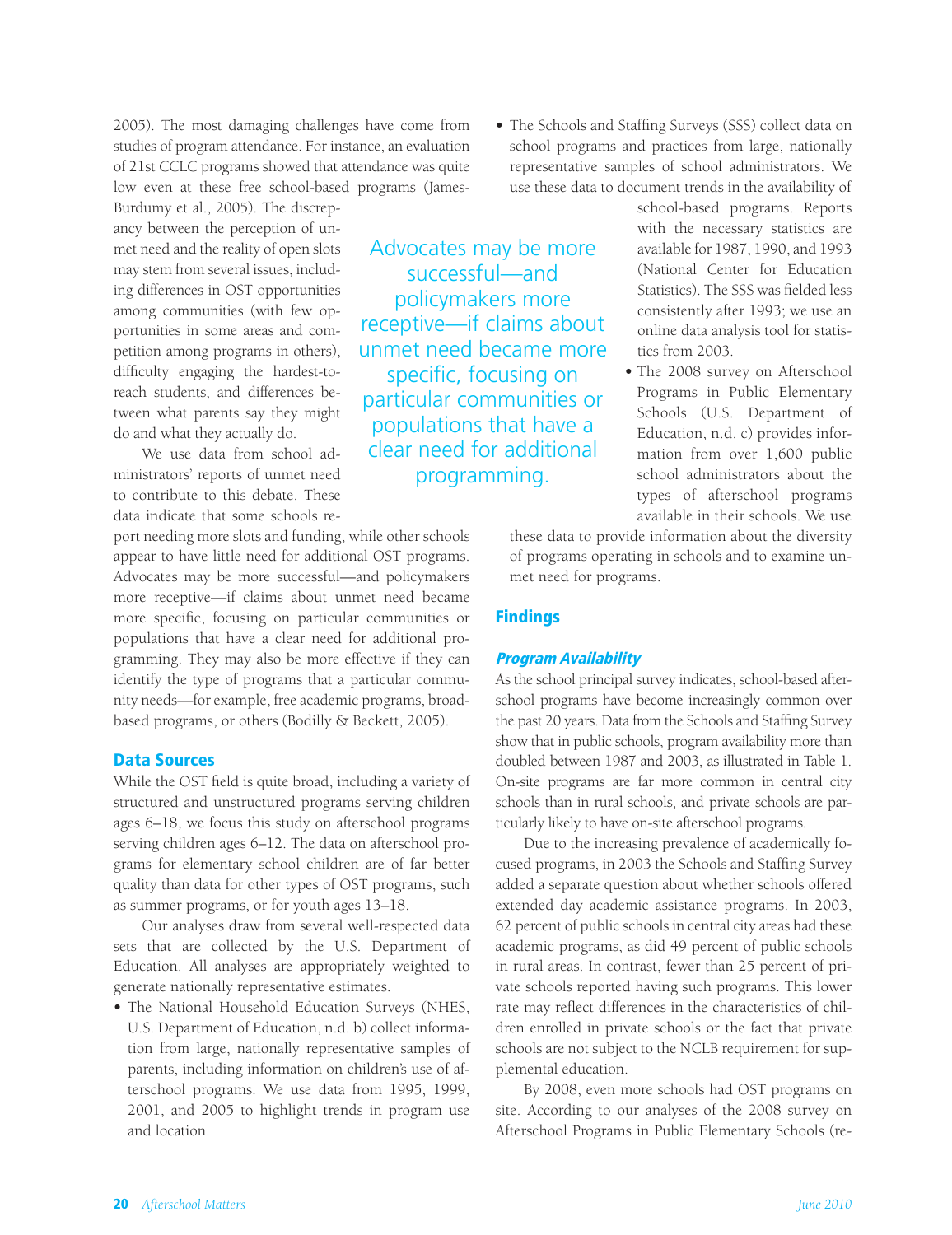2005). The most damaging challenges have come from studies of program attendance. For instance, an evaluation of 21st CCLC programs showed that attendance was quite low even at these free school-based programs (James-Burdumy et al., 2005). The discrepancy between the perception of unmet need and the reality of open slots may stem from several issues, including differences in OST opportunities among communities (with few opportunities in some areas and competition among programs in others), difficulty engaging the hardest-to-reach students, and differences between what parents say they might do and what they actually do.

We use data from school administrators' reports of unmet need to contribute to this debate. These data indicate that some schools report needing more slots and funding, while other schools appear to have little need for additional OST programs. Advocates may be more successful—and policymakers more receptive—if claims about unmet need became more specific, focusing on particular communities or populations that have a clear need for additional programming. They may also be more effective if they can identify the type of programs that a particular community needs—for example, free academic programs, broad-based programs, or others (Bodilly & Beckett, 2005).

> Advocates may be more successful—and policymakers more receptive—if claims about unmet need became more specific, focusing on particular communities or populations that have a clear need for additional programming.

## Data Sources

While the OST field is quite broad, including a variety of structured and unstructured programs serving children ages 6–18, we focus this study on afterschool programs serving children ages 6–12. The data on afterschool programs for elementary school children are of far better quality than data for other types of OST programs, such as summer programs, or for youth ages 13–18.

Our analyses draw from several well-respected data sets that are collected by the U.S. Department of Education. All analyses are appropriately weighted to generate nationally representative estimates.

- The National Household Education Surveys (NHES, U.S. Department of Education, n.d. b) collect information from large, nationally representative samples of parents, including information on children's use of afterschool programs. We use data from 1995, 1999, 2001, and 2005 to highlight trends in program use and location.
- The Schools and Staffing Surveys (SSS) collect data on school programs and practices from large, nationally representative samples of school administrators. We use these data to document trends in the availability of school-based programs. Reports with the necessary statistics are available for 1987, 1990, and 1993 (National Center for Education Statistics). The SSS was fielded less consistently after 1993; we use an online data analysis tool for statistics from 2003.
- The 2008 survey on Afterschool Programs in Public Elementary Schools (U.S. Department of Education, n.d. c) provides information from over 1,600 public school administrators about the types of afterschool programs available in their schools. We use these data to provide information about the diversity of programs operating in schools and to examine unmet need for programs.

## Findings

### *Program Availability*

As the school principal survey indicates, school-based afterschool programs have become increasingly common over the past 20 years. Data from the Schools and Staffing Survey show that in public schools, program availability more than doubled between 1987 and 2003, as illustrated in Table 1. On-site programs are far more common in central city schools than in rural schools, and private schools are particularly likely to have on-site afterschool programs.

Due to the increasing prevalence of academically focused programs, in 2003 the Schools and Staffing Survey added a separate question about whether schools offered extended day academic assistance programs. In 2003, 62 percent of public schools in central city areas had these academic programs, as did 49 percent of public schools in rural areas. In contrast, fewer than 25 percent of private schools reported having such programs. This lower rate may reflect differences in the characteristics of children enrolled in private schools or the fact that private schools are not subject to the NCLB requirement for supplemental education.

By 2008, even more schools had OST programs on site. According to our analyses of the 2008 survey on Afterschool Programs in Public Elementary Schools (re-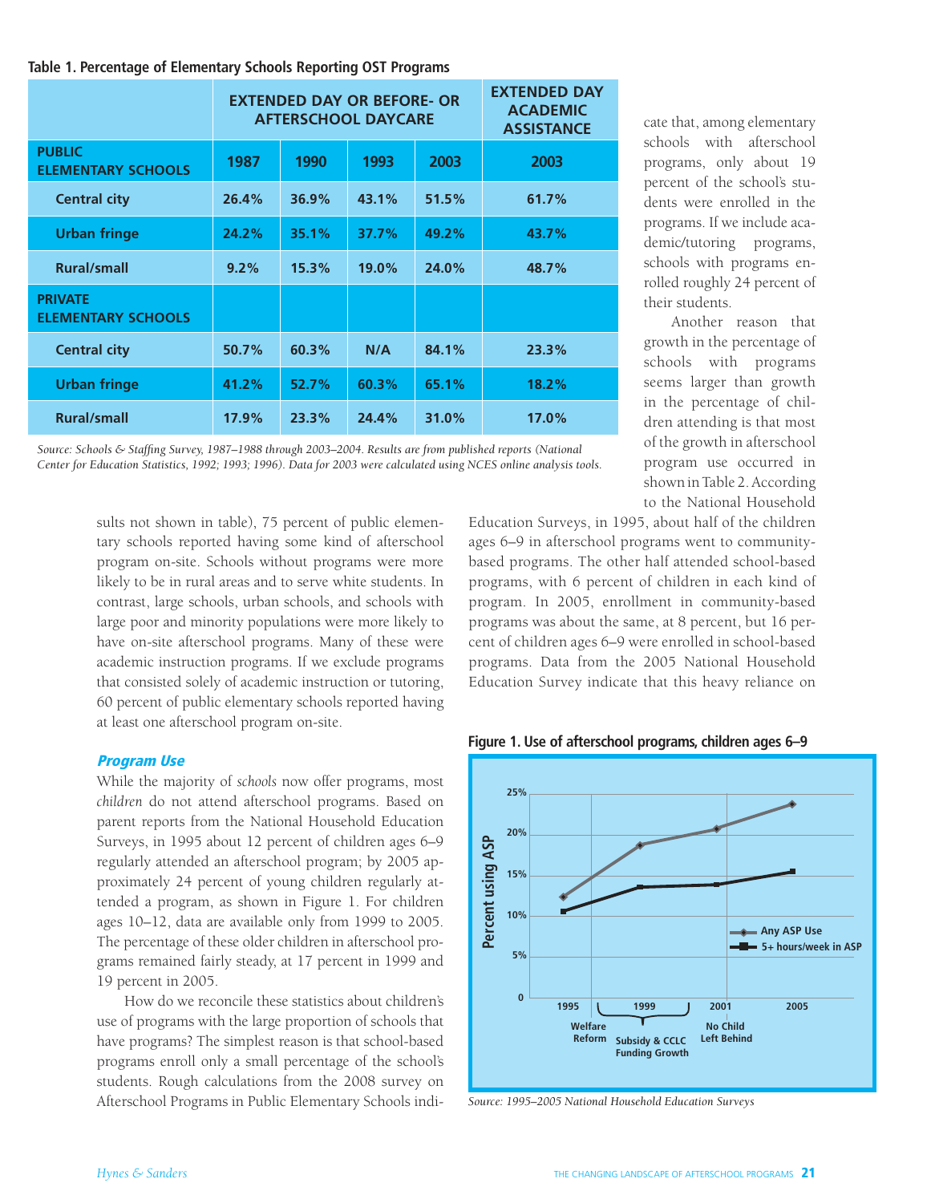**Table 1. Percentage of Elementary Schools Reporting OST Programs**

| | EXTENDED DAY OR BEFORE- OR AFTERSCHOOL DAYCARE | | | | EXTENDED DAY ACADEMIC ASSISTANCE |
|---|---|---|---|---|---|
| **PUBLIC ELEMENTARY SCHOOLS** | **1987** | **1990** | **1993** | **2003** | **2003** |
| Central city | 26.4% | 36.9% | 43.1% | 51.5% | 61.7% |
| Urban fringe | 24.2% | 35.1% | 37.7% | 49.2% | 43.7% |
| Rural/small | 9.2% | 15.3% | 19.0% | 24.0% | 48.7% |
| **PRIVATE ELEMENTARY SCHOOLS** | | | | | |
| Central city | 50.7% | 60.3% | N/A | 84.1% | 23.3% |
| Urban fringe | 41.2% | 52.7% | 60.3% | 65.1% | 18.2% |
| Rural/small | 17.9% | 23.3% | 24.4% | 31.0% | 17.0% |

*Source: Schools & Staffing Survey, 1987–1988 through 2003–2004. Results are from published reports (National Center for Education Statistics, 1992; 1993; 1996). Data for 2003 were calculated using NCES online analysis tools.*

sults not shown in table), 75 percent of public elementary schools reported having some kind of afterschool program on-site. Schools without programs were more likely to be in rural areas and to serve white students. In contrast, large schools, urban schools, and schools with large poor and minority populations were more likely to have on-site afterschool programs. Many of these were academic instruction programs. If we exclude programs that consisted solely of academic instruction or tutoring, 60 percent of public elementary schools reported having at least one afterschool program on-site.

### *Program Use*

While the majority of *schools* now offer programs, most *children* do not attend afterschool programs. Based on parent reports from the National Household Education Surveys, in 1995 about 12 percent of children ages 6–9 regularly attended an afterschool program; by 2005 approximately 24 percent of young children regularly attended a program, as shown in Figure 1. For children ages 10–12, data are available only from 1999 to 2005. The percentage of these older children in afterschool programs remained fairly steady, at 17 percent in 1999 and 19 percent in 2005.

How do we reconcile these statistics about children's use of programs with the large proportion of schools that have programs? The simplest reason is that school-based programs enroll only a small percentage of the school's students. Rough calculations from the 2008 survey on Afterschool Programs in Public Elementary Schools indicate that, among elementary schools with afterschool programs, only about 19 percent of the school's students were enrolled in the programs. If we include academic/tutoring programs, schools with programs enrolled roughly 24 percent of their students.

Another reason that growth in the percentage of schools with programs seems larger than growth in the percentage of children attending is that most of the growth in afterschool program use occurred in shown in Table 2. According to the National Household Education Surveys, in 1995, about half of the children ages 6–9 in afterschool programs went to community-based programs. The other half attended school-based programs, with 6 percent of children in each kind of program. In 2005, enrollment in community-based programs was about the same, at 8 percent, but 16 percent of children ages 6–9 were enrolled in school-based programs. Data from the 2005 National Household Education Survey indicate that this heavy reliance on

**Figure 1. Use of afterschool programs, children ages 6–9**

*Source: 1995–2005 National Household Education Surveys*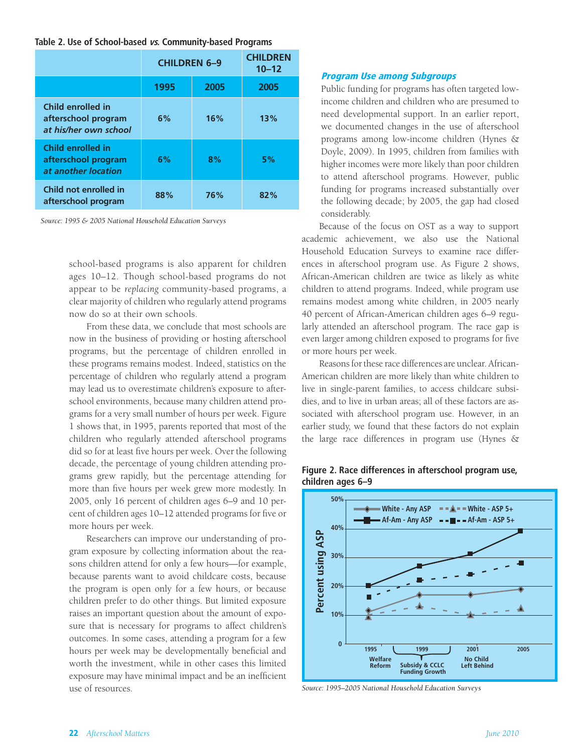**Table 2. Use of School-based *vs.* Community-based Programs**

| | CHILDREN 6–9 | | CHILDREN 10–12 |
|---|---|---|---|
| | 1995 | 2005 | 2005 |
| Child enrolled in afterschool program *at his/her own school* | 6% | 16% | 13% |
| Child enrolled in afterschool program *at another location* | 6% | 8% | 5% |
| Child not enrolled in afterschool program | 88% | 76% | 82% |

*Source: 1995 & 2005 National Household Education Surveys*

school-based programs is also apparent for children ages 10–12. Though school-based programs do not appear to be *replacing* community-based programs, a clear majority of children who regularly attend programs now do so at their own schools.

From these data, we conclude that most schools are now in the business of providing or hosting afterschool programs, but the percentage of children enrolled in these programs remains modest. Indeed, statistics on the percentage of children who regularly attend a program may lead us to overestimate children's exposure to afterschool environments, because many children attend programs for a very small number of hours per week. Figure 1 shows that, in 1995, parents reported that most of the children who regularly attended afterschool programs did so for at least five hours per week. Over the following decade, the percentage of young children attending programs grew rapidly, but the percentage attending for more than five hours per week grew more modestly. In 2005, only 16 percent of children ages 6–9 and 10 percent of children ages 10–12 attended programs for five or more hours per week.

Researchers can improve our understanding of program exposure by collecting information about the reasons children attend for only a few hours—for example, because parents want to avoid childcare costs, because the program is open only for a few hours, or because children prefer to do other things. But limited exposure raises an important question about the amount of exposure that is necessary for programs to affect children's outcomes. In some cases, attending a program for a few hours per week may be developmentally beneficial and worth the investment, while in other cases this limited exposure may have minimal impact and be an inefficient use of resources.

### *Program Use among Subgroups*

Public funding for programs has often targeted low-income children and children who are presumed to need developmental support. In an earlier report, we documented changes in the use of afterschool programs among low-income children (Hynes & Doyle, 2009). In 1995, children from families with higher incomes were more likely than poor children to attend afterschool programs. However, public funding for programs increased substantially over the following decade; by 2005, the gap had closed considerably.

Because of the focus on OST as a way to support academic achievement, we also use the National Household Education Surveys to examine race differences in afterschool program use. As Figure 2 shows, African-American children are twice as likely as white children to attend programs. Indeed, while program use remains modest among white children, in 2005 nearly 40 percent of African-American children ages 6–9 regularly attended an afterschool program. The race gap is even larger among children exposed to programs for five or more hours per week.

Reasons for these race differences are unclear. African-American children are more likely than white children to live in single-parent families, to access childcare subsidies, and to live in urban areas; all of these factors are associated with afterschool program use. However, in an earlier study, we found that these factors do not explain the large race differences in program use (Hynes &

**Figure 2. Race differences in afterschool program use, children ages 6–9**

| Year | White - Any ASP | White - ASP 5+ | Af-Am - Any ASP | Af-Am - ASP 5+ |
|---|---|---|---|---|
| 1995 | ~11% | ~9% | ~20% | ~16% |
| 1999 | ~17% | ~13% | ~27% | ~22% |
| 2001 | ~17% | ~10% | ~31% | ~24% |
| 2005 | ~19% | ~12% | ~39% | ~28% |

Timeline annotations: 1995 – Welfare Reform; 1995–1999 – Subsidy & CCLC Funding Growth; 2001 – No Child Left Behind

*Source: 1995–2005 National Household Education Surveys*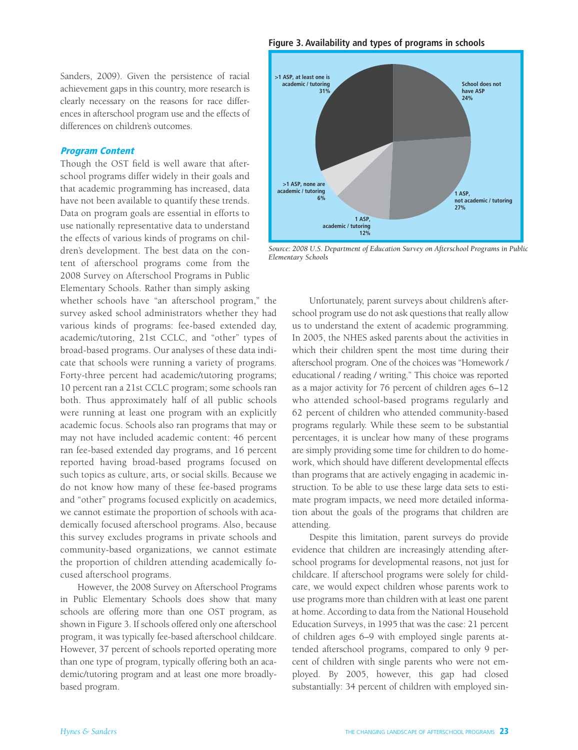Sanders, 2009). Given the persistence of racial achievement gaps in this country, more research is clearly necessary on the reasons for race differences in afterschool program use and the effects of differences on children's outcomes.

### *Program Content*

Though the OST field is well aware that afterschool programs differ widely in their goals and that academic programming has increased, data have not been available to quantify these trends. Data on program goals are essential in efforts to use nationally representative data to understand the effects of various kinds of programs on children's development. The best data on the content of afterschool programs come from the 2008 Survey on Afterschool Programs in Public Elementary Schools. Rather than simply asking whether schools have "an afterschool program," the survey asked school administrators whether they had various kinds of programs: fee-based extended day, academic/tutoring, 21st CCLC, and "other" types of broad-based programs. Our analyses of these data indicate that schools were running a variety of programs. Forty-three percent had academic/tutoring programs; 10 percent ran a 21st CCLC program; some schools ran both. Thus approximately half of all public schools were running at least one program with an explicitly academic focus. Schools also ran programs that may or may not have included academic content: 46 percent ran fee-based extended day programs, and 16 percent reported having broad-based programs focused on such topics as culture, arts, or social skills. Because we do not know how many of these fee-based programs and "other" programs focused explicitly on academics, we cannot estimate the proportion of schools with academically focused afterschool programs. Also, because this survey excludes programs in private schools and community-based organizations, we cannot estimate the proportion of children attending academically focused afterschool programs.

However, the 2008 Survey on Afterschool Programs in Public Elementary Schools does show that many schools are offering more than one OST program, as shown in Figure 3. If schools offered only one afterschool program, it was typically fee-based afterschool childcare. However, 37 percent of schools reported operating more than one type of program, typically offering both an academic/tutoring program and at least one more broadly-based program.

**Figure 3. Availability and types of programs in schools**

| Category | Percent |
|---|---|
| School does not have ASP | 24% |
| 1 ASP, not academic / tutoring | 27% |
| 1 ASP, academic / tutoring | 12% |
| >1 ASP, none are academic / tutoring | 6% |
| >1 ASP, at least one is academic / tutoring | 31% |

*Source: 2008 U.S. Department of Education Survey on Afterschool Programs in Public Elementary Schools*

Unfortunately, parent surveys about children's afterschool program use do not ask questions that really allow us to understand the extent of academic programming. In 2005, the NHES asked parents about the activities in which their children spent the most time during their afterschool program. One of the choices was "Homework / educational / reading / writing." This choice was reported as a major activity for 76 percent of children ages 6–12 who attended school-based programs regularly and 62 percent of children who attended community-based programs regularly. While these seem to be substantial percentages, it is unclear how many of these programs are simply providing some time for children to do homework, which should have different developmental effects than programs that are actively engaging in academic instruction. To be able to use these large data sets to estimate program impacts, we need more detailed information about the goals of the programs that children are attending.

Despite this limitation, parent surveys do provide evidence that children are increasingly attending afterschool programs for developmental reasons, not just for childcare. If afterschool programs were solely for childcare, we would expect children whose parents work to use programs more than children with at least one parent at home. According to data from the National Household Education Surveys, in 1995 that was the case: 21 percent of children ages 6–9 with employed single parents attended afterschool programs, compared to only 9 percent of children with single parents who were not employed. By 2005, however, this gap had closed substantially: 34 percent of children with employed sin-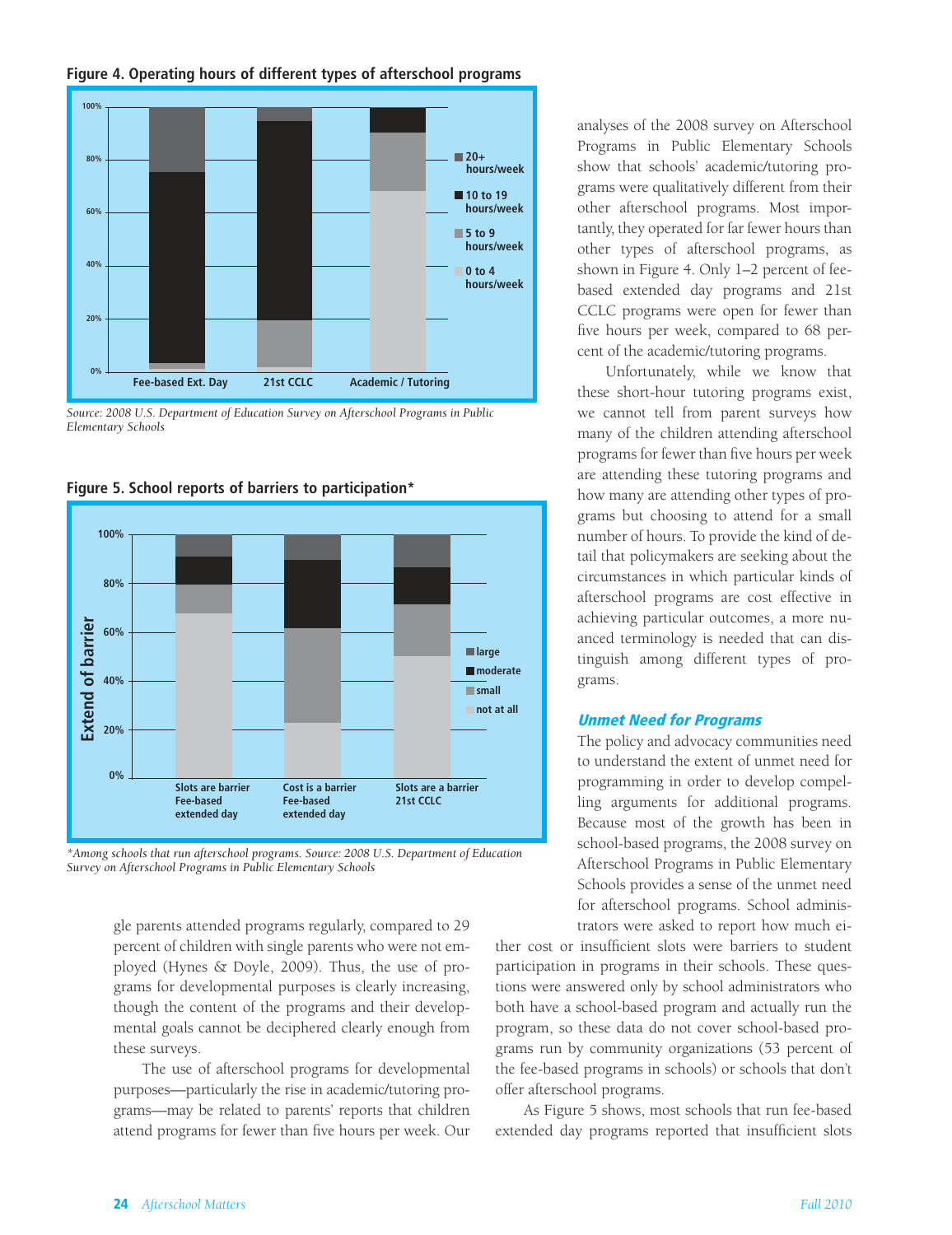**Figure 4. Operating hours of different types of afterschool programs**

Source: 2008 U.S. Department of Education Survey on Afterschool Programs in Public Elementary Schools

**Figure 5. School reports of barriers to participation***

*Among schools that run afterschool programs. Source: 2008 U.S. Department of Education Survey on Afterschool Programs in Public Elementary Schools

gle parents attended programs regularly, compared to 29 percent of children with single parents who were not employed (Hynes & Doyle, 2009). Thus, the use of programs for developmental purposes is clearly increasing, though the content of the programs and their developmental goals cannot be deciphered clearly enough from these surveys.

The use of afterschool programs for developmental purposes—particularly the rise in academic/tutoring programs—may be related to parents' reports that children attend programs for fewer than five hours per week. Our analyses of the 2008 survey on Afterschool Programs in Public Elementary Schools show that schools' academic/tutoring programs were qualitatively different from their other afterschool programs. Most importantly, they operated for far fewer hours than other types of afterschool programs, as shown in Figure 4. Only 1–2 percent of fee-based extended day programs and 21st CCLC programs were open for fewer than five hours per week, compared to 68 percent of the academic/tutoring programs.

Unfortunately, while we know that these short-hour tutoring programs exist, we cannot tell from parent surveys how many of the children attending afterschool programs for fewer than five hours per week are attending these tutoring programs and how many are attending other types of programs but choosing to attend for a small number of hours. To provide the kind of detail that policymakers are seeking about the circumstances in which particular kinds of afterschool programs are cost effective in achieving particular outcomes, a more nuanced terminology is needed that can distinguish among different types of programs.

### Unmet Need for Programs

The policy and advocacy communities need to understand the extent of unmet need for programming in order to develop compelling arguments for additional programs. Because most of the growth has been in school-based programs, the 2008 survey on Afterschool Programs in Public Elementary Schools provides a sense of the unmet need for afterschool programs. School administrators were asked to report how much either cost or insufficient slots were barriers to student participation in programs in their schools. These questions were answered only by school administrators who both have a school-based program and actually run the program, so these data do not cover school-based programs run by community organizations (53 percent of the fee-based programs in schools) or schools that don't offer afterschool programs.

As Figure 5 shows, most schools that run fee-based extended day programs reported that insufficient slots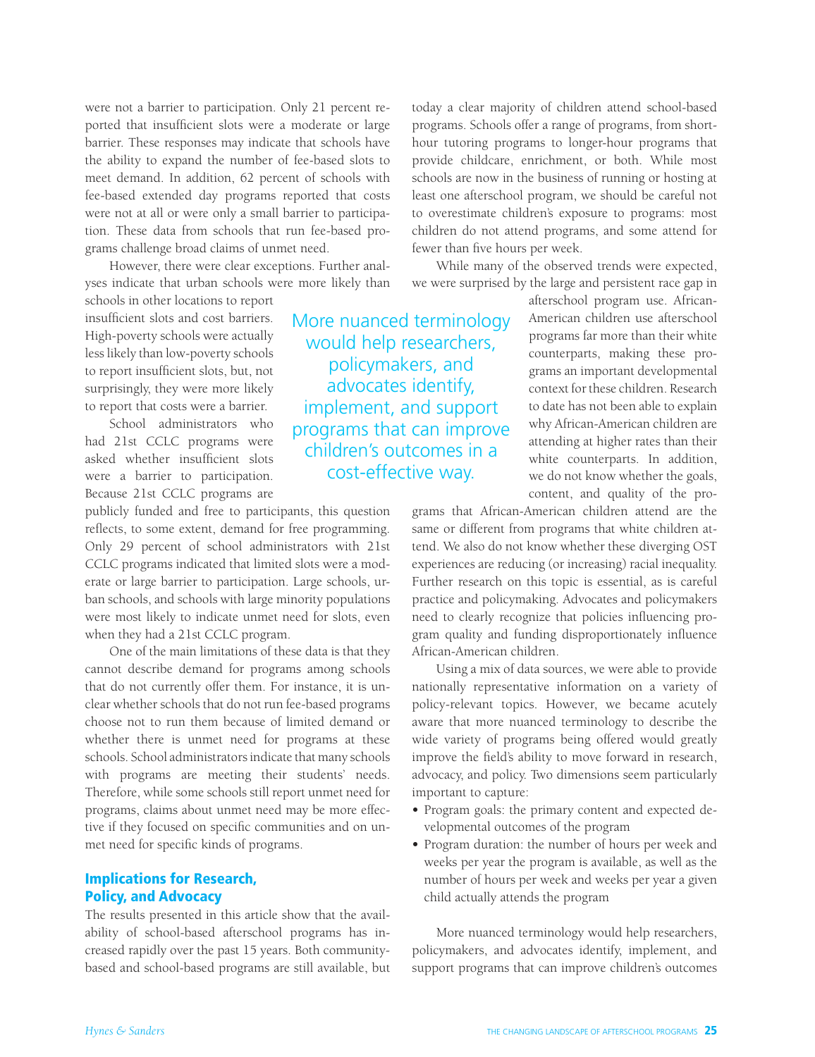were not a barrier to participation. Only 21 percent reported that insufficient slots were a moderate or large barrier. These responses may indicate that schools have the ability to expand the number of fee-based slots to meet demand. In addition, 62 percent of schools with fee-based extended day programs reported that costs were not at all or were only a small barrier to participation. These data from schools that run fee-based programs challenge broad claims of unmet need.

However, there were clear exceptions. Further analyses indicate that urban schools were more likely than schools in other locations to report insufficient slots and cost barriers. High-poverty schools were actually less likely than low-poverty schools to report insufficient slots, but, not surprisingly, they were more likely to report that costs were a barrier.

School administrators who had 21st CCLC programs were asked whether insufficient slots were a barrier to participation. Because 21st CCLC programs are publicly funded and free to participants, this question reflects, to some extent, demand for free programming. Only 29 percent of school administrators with 21st CCLC programs indicated that limited slots were a moderate or large barrier to participation. Large schools, urban schools, and schools with large minority populations were most likely to indicate unmet need for slots, even when they had a 21st CCLC program.

One of the main limitations of these data is that they cannot describe demand for programs among schools that do not currently offer them. For instance, it is unclear whether schools that do not run fee-based programs choose not to run them because of limited demand or whether there is unmet need for programs at these schools. School administrators indicate that many schools with programs are meeting their students' needs. Therefore, while some schools still report unmet need for programs, claims about unmet need may be more effective if they focused on specific communities and on unmet need for specific kinds of programs.

## Implications for Research, Policy, and Advocacy

The results presented in this article show that the availability of school-based afterschool programs has increased rapidly over the past 15 years. Both community-based and school-based programs are still available, but today a clear majority of children attend school-based programs. Schools offer a range of programs, from short-hour tutoring programs to longer-hour programs that provide childcare, enrichment, or both. While most schools are now in the business of running or hosting at least one afterschool program, we should be careful not to overestimate children's exposure to programs: most children do not attend programs, and some attend for fewer than five hours per week.

While many of the observed trends were expected, we were surprised by the large and persistent race gap in afterschool program use. African-American children use afterschool programs far more than their white counterparts, making these programs an important developmental context for these children. Research to date has not been able to explain why African-American children are attending at higher rates than their white counterparts. In addition, we do not know whether the goals, content, and quality of the programs that African-American children attend are the same or different from programs that white children attend. We also do not know whether these diverging OST experiences are reducing (or increasing) racial inequality. Further research on this topic is essential, as is careful practice and policymaking. Advocates and policymakers need to clearly recognize that policies influencing program quality and funding disproportionately influence African-American children.

> More nuanced terminology would help researchers, policymakers, and advocates identify, implement, and support programs that can improve children's outcomes in a cost-effective way.

Using a mix of data sources, we were able to provide nationally representative information on a variety of policy-relevant topics. However, we became acutely aware that more nuanced terminology to describe the wide variety of programs being offered would greatly improve the field's ability to move forward in research, advocacy, and policy. Two dimensions seem particularly important to capture:

- Program goals: the primary content and expected developmental outcomes of the program
- Program duration: the number of hours per week and weeks per year the program is available, as well as the number of hours per week and weeks per year a given child actually attends the program

More nuanced terminology would help researchers, policymakers, and advocates identify, implement, and support programs that can improve children's outcomes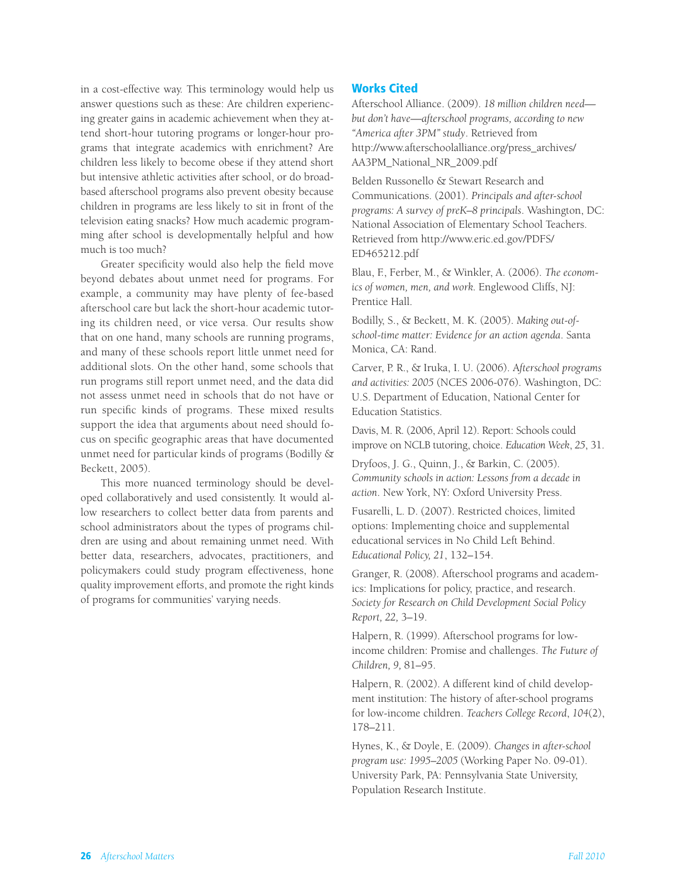in a cost-effective way. This terminology would help us answer questions such as these: Are children experiencing greater gains in academic achievement when they attend short-hour tutoring programs or longer-hour programs that integrate academics with enrichment? Are children less likely to become obese if they attend short but intensive athletic activities after school, or do broad-based afterschool programs also prevent obesity because children in programs are less likely to sit in front of the television eating snacks? How much academic programming after school is developmentally helpful and how much is too much?

Greater specificity would also help the field move beyond debates about unmet need for programs. For example, a community may have plenty of fee-based afterschool care but lack the short-hour academic tutoring its children need, or vice versa. Our results show that on one hand, many schools are running programs, and many of these schools report little unmet need for additional slots. On the other hand, some schools that run programs still report unmet need, and the data did not assess unmet need in schools that do not have or run specific kinds of programs. These mixed results support the idea that arguments about need should focus on specific geographic areas that have documented unmet need for particular kinds of programs (Bodilly & Beckett, 2005).

This more nuanced terminology should be developed collaboratively and used consistently. It would allow researchers to collect better data from parents and school administrators about the types of programs children are using and about remaining unmet need. With better data, researchers, advocates, practitioners, and policymakers could study program effectiveness, hone quality improvement efforts, and promote the right kinds of programs for communities' varying needs.

## Works Cited

Afterschool Alliance. (2009). *18 million children need—but don't have—afterschool programs, according to new "America after 3PM" study*. Retrieved from http://www.afterschoolalliance.org/press_archives/AA3PM_National_NR_2009.pdf

Belden Russonello & Stewart Research and Communications. (2001). *Principals and after-school programs: A survey of preK–8 principals*. Washington, DC: National Association of Elementary School Teachers. Retrieved from http://www.eric.ed.gov/PDFS/ED465212.pdf

Blau, F., Ferber, M., & Winkler, A. (2006). *The economics of women, men, and work*. Englewood Cliffs, NJ: Prentice Hall.

Bodilly, S., & Beckett, M. K. (2005). *Making out-of-school-time matter: Evidence for an action agenda*. Santa Monica, CA: Rand.

Carver, P. R., & Iruka, I. U. (2006). *Afterschool programs and activities: 2005* (NCES 2006-076). Washington, DC: U.S. Department of Education, National Center for Education Statistics.

Davis, M. R. (2006, April 12). Report: Schools could improve on NCLB tutoring, choice. *Education Week*, *25*, 31.

Dryfoos, J. G., Quinn, J., & Barkin, C. (2005). *Community schools in action: Lessons from a decade in action*. New York, NY: Oxford University Press.

Fusarelli, L. D. (2007). Restricted choices, limited options: Implementing choice and supplemental educational services in No Child Left Behind. *Educational Policy, 21*, 132–154.

Granger, R. (2008). Afterschool programs and academics: Implications for policy, practice, and research. *Society for Research on Child Development Social Policy Report, 22,* 3–19.

Halpern, R. (1999). Afterschool programs for low-income children: Promise and challenges. *The Future of Children, 9,* 81–95.

Halpern, R. (2002). A different kind of child development institution: The history of after-school programs for low-income children. *Teachers College Record*, *104*(2), 178–211.

Hynes, K., & Doyle, E. (2009). *Changes in after-school program use: 1995–2005* (Working Paper No. 09-01). University Park, PA: Pennsylvania State University, Population Research Institute.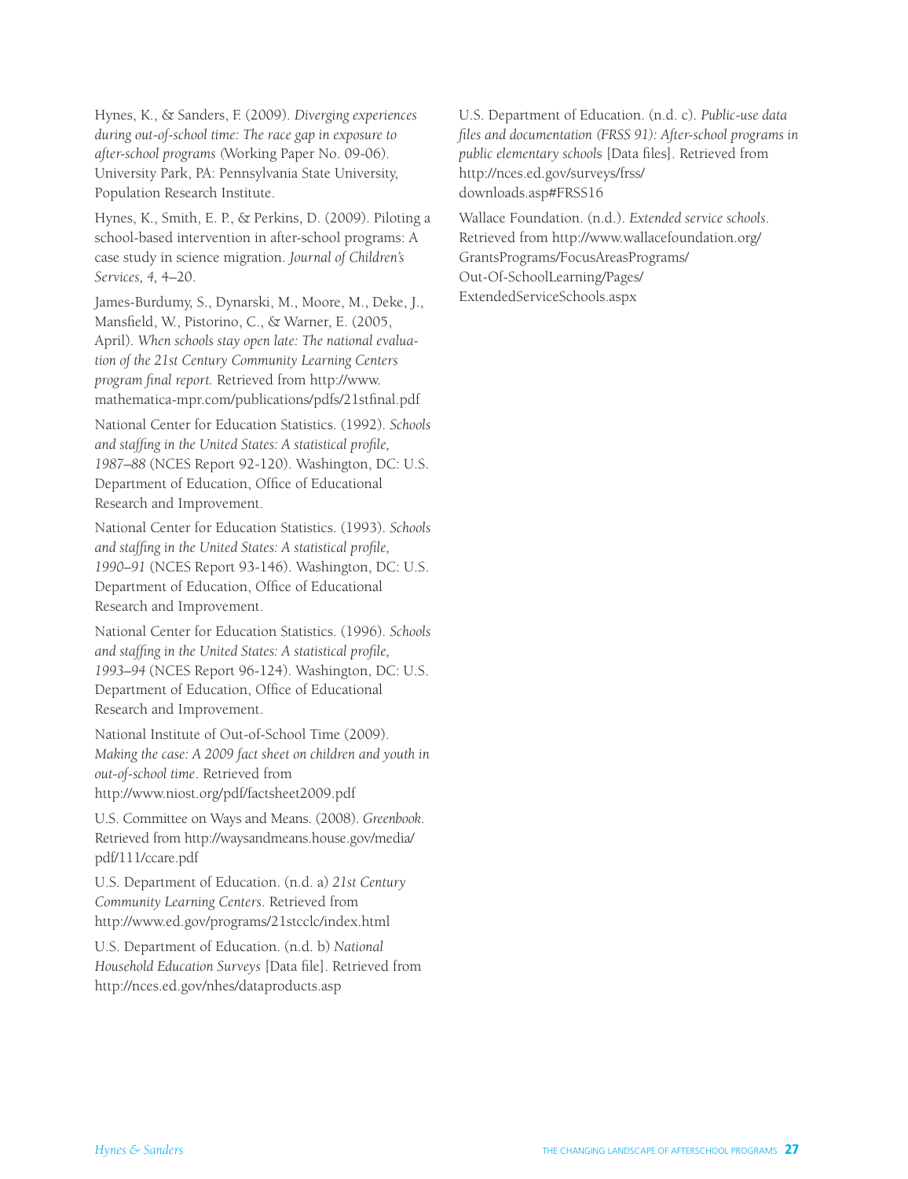Hynes, K., & Sanders, F. (2009). *Diverging experiences during out-of-school time: The race gap in exposure to after-school programs* (Working Paper No. 09-06). University Park, PA: Pennsylvania State University, Population Research Institute.

Hynes, K., Smith, E. P., & Perkins, D. (2009). Piloting a school-based intervention in after-school programs: A case study in science migration. *Journal of Children's Services, 4,* 4–20.

James-Burdumy, S., Dynarski, M., Moore, M., Deke, J., Mansfield, W., Pistorino, C., & Warner, E. (2005, April). *When schools stay open late: The national evaluation of the 21st Century Community Learning Centers program final report.* Retrieved from http://www.mathematica-mpr.com/publications/pdfs/21stfinal.pdf

National Center for Education Statistics. (1992). *Schools and staffing in the United States: A statistical profile, 1987–88* (NCES Report 92-120). Washington, DC: U.S. Department of Education, Office of Educational Research and Improvement.

National Center for Education Statistics. (1993). *Schools and staffing in the United States: A statistical profile, 1990–91* (NCES Report 93-146). Washington, DC: U.S. Department of Education, Office of Educational Research and Improvement.

National Center for Education Statistics. (1996). *Schools and staffing in the United States: A statistical profile, 1993–94* (NCES Report 96-124). Washington, DC: U.S. Department of Education, Office of Educational Research and Improvement.

National Institute of Out-of-School Time (2009). *Making the case: A 2009 fact sheet on children and youth in out-of-school time*. Retrieved from http://www.niost.org/pdf/factsheet2009.pdf

U.S. Committee on Ways and Means. (2008). *Greenbook.* Retrieved from http://waysandmeans.house.gov/media/pdf/111/ccare.pdf

U.S. Department of Education. (n.d. a) *21st Century Community Learning Centers*. Retrieved from http://www.ed.gov/programs/21stcclc/index.html

U.S. Department of Education. (n.d. b) *National Household Education Surveys* [Data file]. Retrieved from http://nces.ed.gov/nhes/dataproducts.asp

U.S. Department of Education. (n.d. c). *Public-use data files and documentation (FRSS 91): After-school programs in public elementary schools* [Data files]. Retrieved from http://nces.ed.gov/surveys/frss/downloads.asp#FRSS16

Wallace Foundation. (n.d.). *Extended service schools*. Retrieved from http://www.wallacefoundation.org/GrantsPrograms/FocusAreasPrograms/Out-Of-SchoolLearning/Pages/ExtendedServiceSchools.aspx